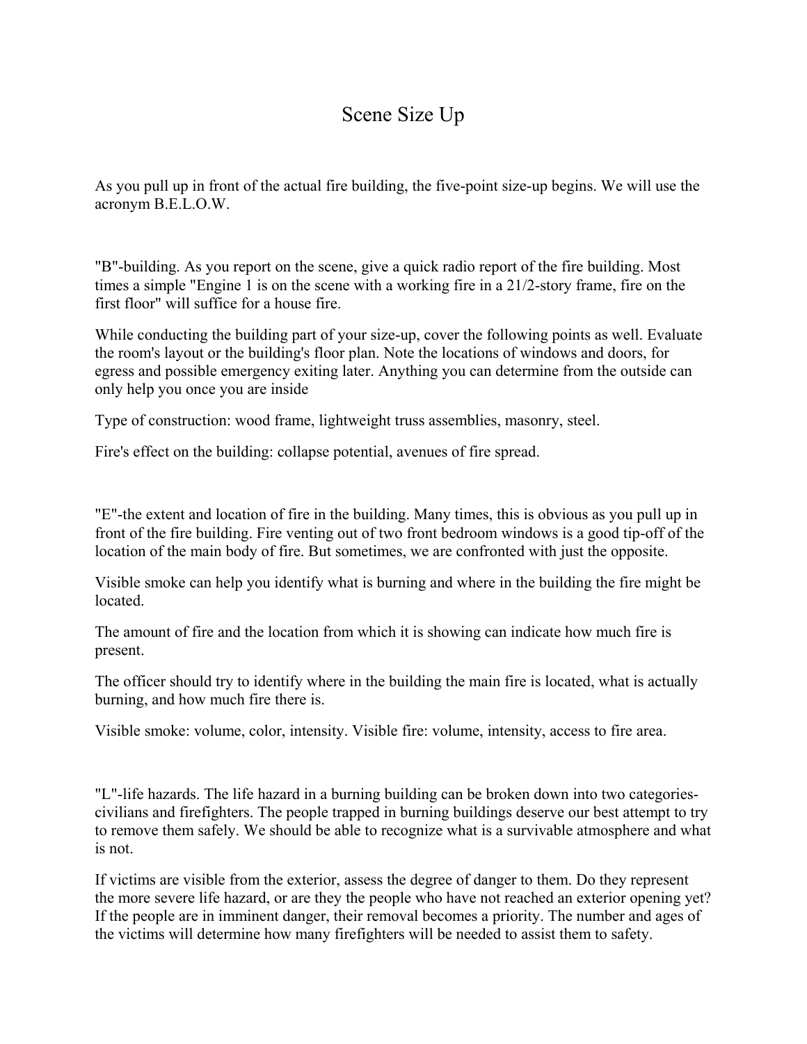# Scene Size Up

As you pull up in front of the actual fire building, the five-point size-up begins. We will use the acronym B.E.L.O.W.

"B"-building. As you report on the scene, give a quick radio report of the fire building. Most times a simple "Engine 1 is on the scene with a working fire in a 21/2-story frame, fire on the first floor" will suffice for a house fire.

While conducting the building part of your size-up, cover the following points as well. Evaluate the room's layout or the building's floor plan. Note the locations of windows and doors, for egress and possible emergency exiting later. Anything you can determine from the outside can only help you once you are inside

Type of construction: wood frame, lightweight truss assemblies, masonry, steel.

Fire's effect on the building: collapse potential, avenues of fire spread.

"E"-the extent and location of fire in the building. Many times, this is obvious as you pull up in front of the fire building. Fire venting out of two front bedroom windows is a good tip-off of the location of the main body of fire. But sometimes, we are confronted with just the opposite.

Visible smoke can help you identify what is burning and where in the building the fire might be located.

The amount of fire and the location from which it is showing can indicate how much fire is present.

The officer should try to identify where in the building the main fire is located, what is actually burning, and how much fire there is.

Visible smoke: volume, color, intensity. Visible fire: volume, intensity, access to fire area.

"L"-life hazards. The life hazard in a burning building can be broken down into two categories-civilians and firefighters. The people trapped in burning buildings deserve our best attempt to try to remove them safely. We should be able to recognize what is a survivable atmosphere and what is not.

If victims are visible from the exterior, assess the degree of danger to them. Do they represent the more severe life hazard, or are they the people who have not reached an exterior opening yet? If the people are in imminent danger, their removal becomes a priority. The number and ages of the victims will determine how many firefighters will be needed to assist them to safety.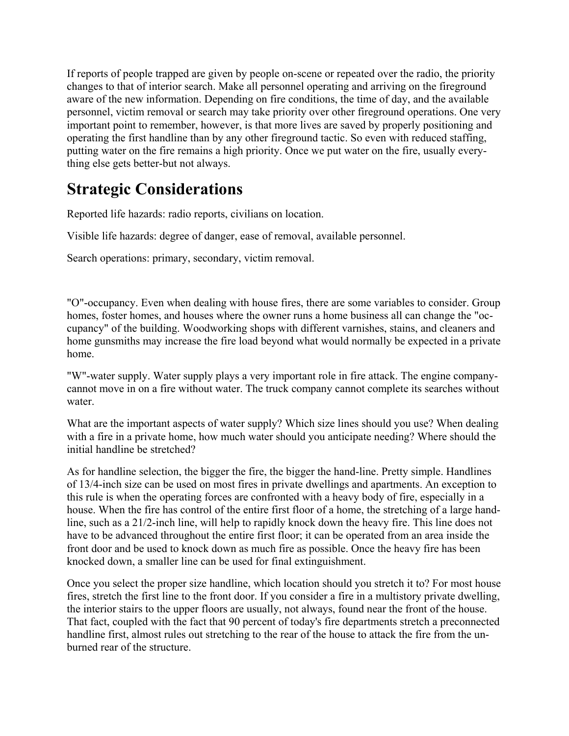If reports of people trapped are given by people on-scene or repeated over the radio, the priority changes to that of interior search. Make all personnel operating and arriving on the fireground aware of the new information. Depending on fire conditions, the time of day, and the available personnel, victim removal or search may take priority over other fireground operations. One very important point to remember, however, is that more lives are saved by properly positioning and operating the first handline than by any other fireground tactic. So even with reduced staffing, putting water on the fire remains a high priority. Once we put water on the fire, usually everything else gets better-but not always.

# Strategic Considerations

Reported life hazards: radio reports, civilians on location.

Visible life hazards: degree of danger, ease of removal, available personnel.

Search operations: primary, secondary, victim removal.

"O"-occupancy. Even when dealing with house fires, there are some variables to consider. Group homes, foster homes, and houses where the owner runs a home business all can change the "occupancy" of the building. Woodworking shops with different varnishes, stains, and cleaners and home gunsmiths may increase the fire load beyond what would normally be expected in a private home.

"W"-water supply. Water supply plays a very important role in fire attack. The engine company-cannot move in on a fire without water. The truck company cannot complete its searches without water.

What are the important aspects of water supply? Which size lines should you use? When dealing with a fire in a private home, how much water should you anticipate needing? Where should the initial handline be stretched?

As for handline selection, the bigger the fire, the bigger the hand-line. Pretty simple. Handlines of 13/4-inch size can be used on most fires in private dwellings and apartments. An exception to this rule is when the operating forces are confronted with a heavy body of fire, especially in a house. When the fire has control of the entire first floor of a home, the stretching of a large handline, such as a 21/2-inch line, will help to rapidly knock down the heavy fire. This line does not have to be advanced throughout the entire first floor; it can be operated from an area inside the front door and be used to knock down as much fire as possible. Once the heavy fire has been knocked down, a smaller line can be used for final extinguishment.

Once you select the proper size handline, which location should you stretch it to? For most house fires, stretch the first line to the front door. If you consider a fire in a multistory private dwelling, the interior stairs to the upper floors are usually, not always, found near the front of the house. That fact, coupled with the fact that 90 percent of today's fire departments stretch a preconnected handline first, almost rules out stretching to the rear of the house to attack the fire from the unburned rear of the structure.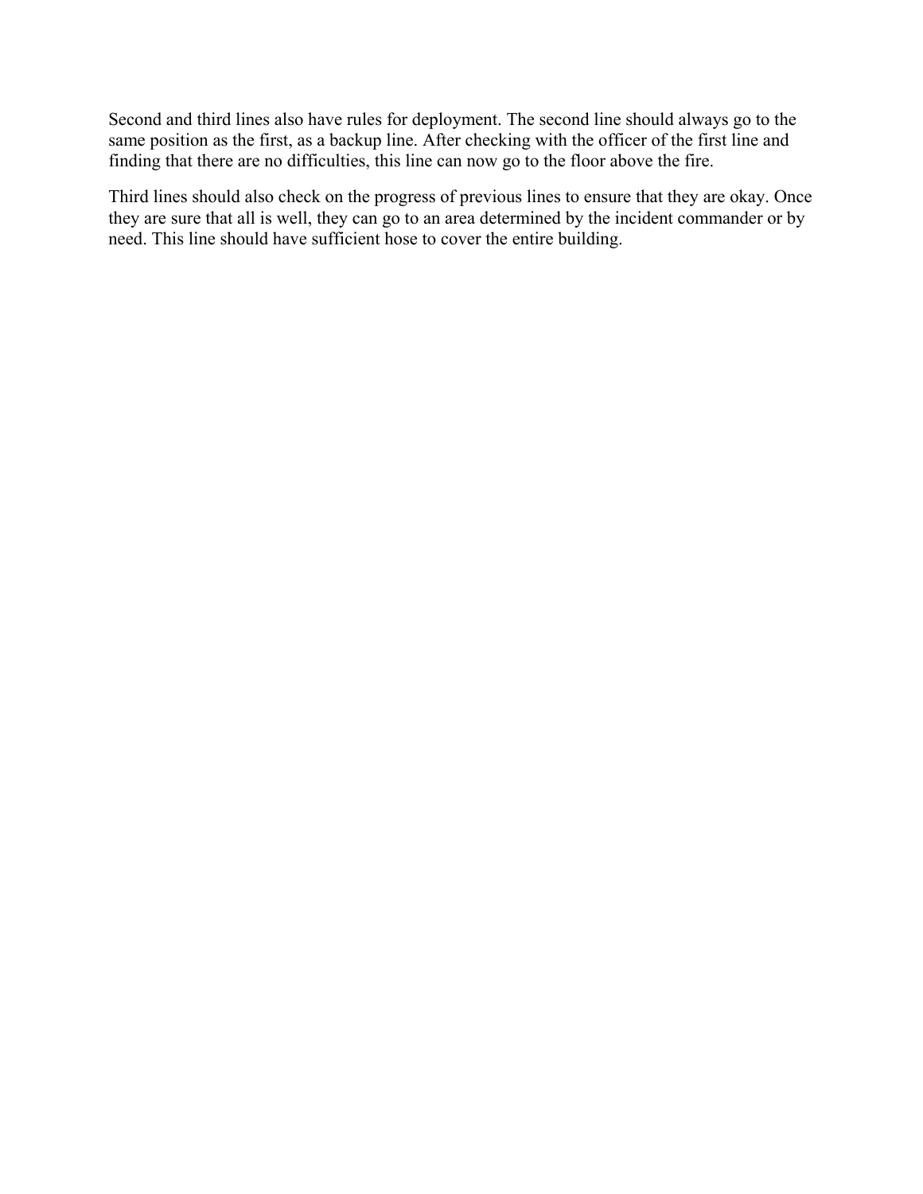Second and third lines also have rules for deployment. The second line should always go to the same position as the first, as a backup line. After checking with the officer of the first line and finding that there are no difficulties, this line can now go to the floor above the fire.

Third lines should also check on the progress of previous lines to ensure that they are okay. Once they are sure that all is well, they can go to an area determined by the incident commander or by need. This line should have sufficient hose to cover the entire building.